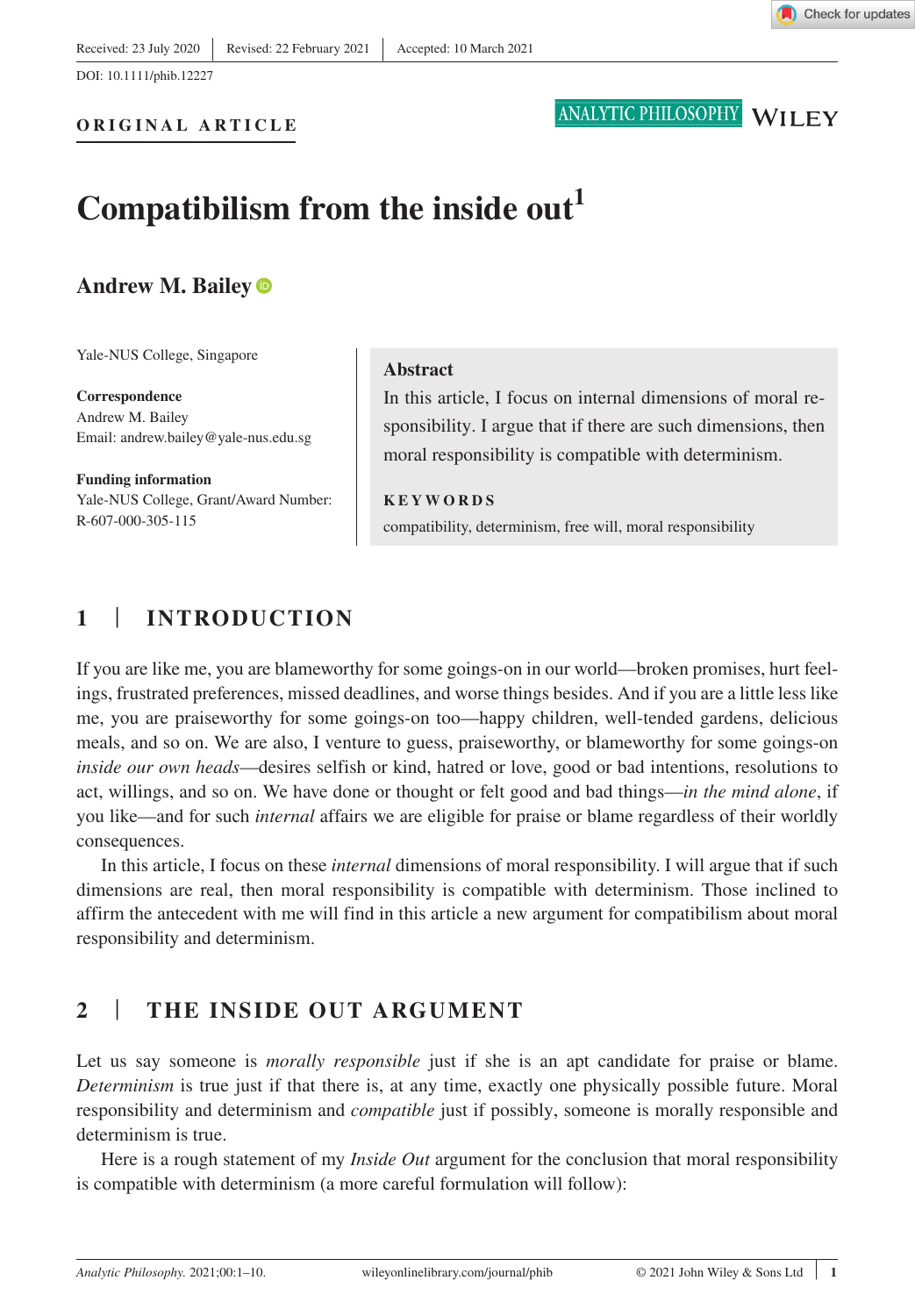Received: 23 July 2020 | Revised: 22 February 2021 | Accepted: 10 March 2021

DOI: 10.1111/phib.12227

**ORIGINAL ARTICLE**

# Compatibilism from the inside out[1]

**Andrew M. Bailey**

Yale-NUS College, Singapore

**Correspondence**
Andrew M. Bailey
Email: andrew.bailey@yale-nus.edu.sg

**Funding information**
Yale-NUS College, Grant/Award Number: R-607-000-305-115

**Abstract**

In this article, I focus on internal dimensions of moral responsibility. I argue that if there are such dimensions, then moral responsibility is compatible with determinism.

**KEYWORDS**

compatibility, determinism, free will, moral responsibility

## 1 | INTRODUCTION

If you are like me, you are blameworthy for some goings-on in our world—broken promises, hurt feelings, frustrated preferences, missed deadlines, and worse things besides. And if you are a little less like me, you are praiseworthy for some goings-on too—happy children, well-tended gardens, delicious meals, and so on. We are also, I venture to guess, praiseworthy, or blameworthy for some goings-on *inside our own heads*—desires selfish or kind, hatred or love, good or bad intentions, resolutions to act, willings, and so on. We have done or thought or felt good and bad things—*in the mind alone*, if you like—and for such *internal* affairs we are eligible for praise or blame regardless of their worldly consequences.

In this article, I focus on these *internal* dimensions of moral responsibility. I will argue that if such dimensions are real, then moral responsibility is compatible with determinism. Those inclined to affirm the antecedent with me will find in this article a new argument for compatibilism about moral responsibility and determinism.

## 2 | THE INSIDE OUT ARGUMENT

Let us say someone is *morally responsible* just if she is an apt candidate for praise or blame. *Determinism* is true just if that there is, at any time, exactly one physically possible future. Moral responsibility and determinism and *compatible* just if possibly, someone is morally responsible and determinism is true.

Here is a rough statement of my *Inside Out* argument for the conclusion that moral responsibility is compatible with determinism (a more careful formulation will follow):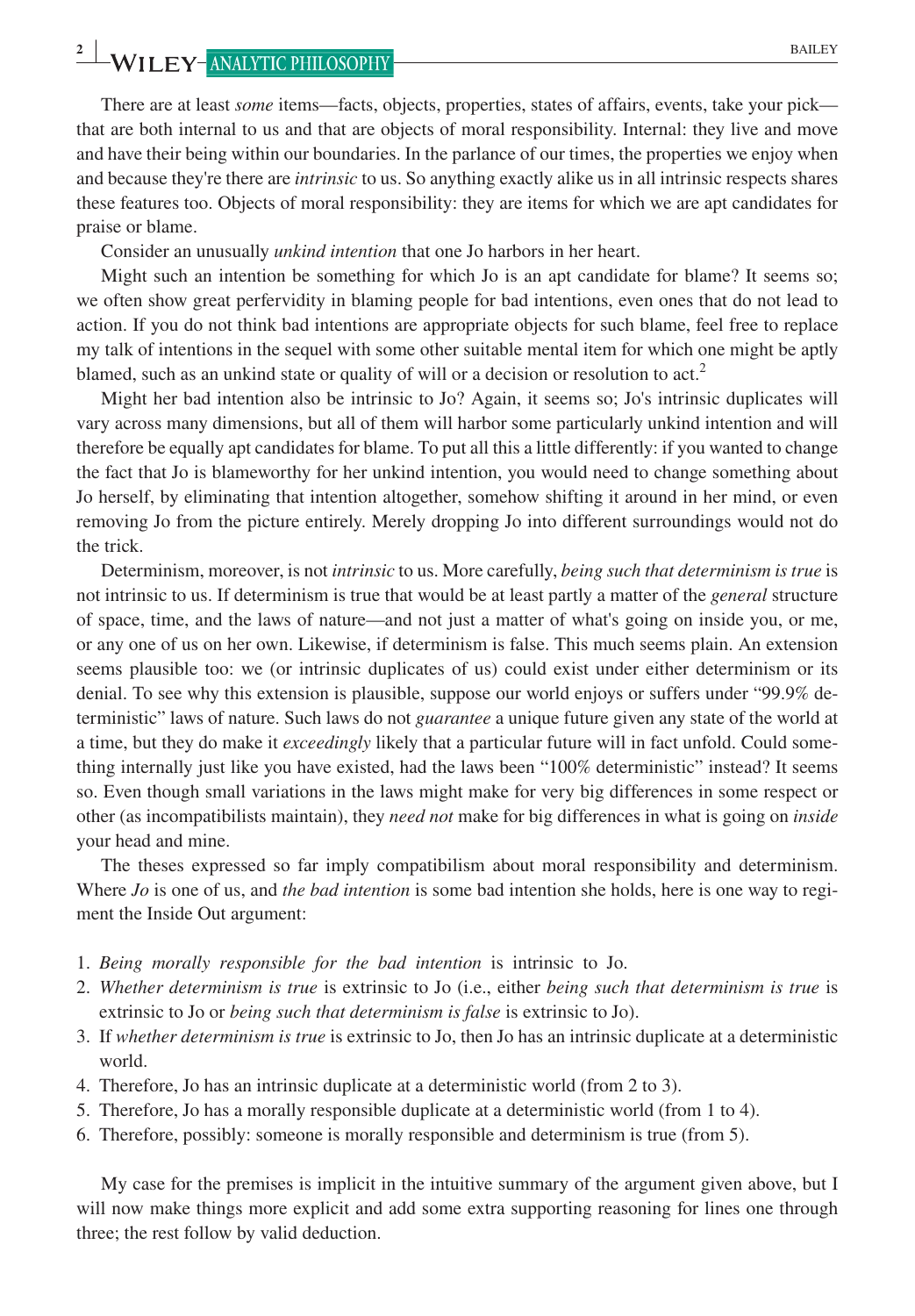There are at least *some* items—facts, objects, properties, states of affairs, events, take your pick—that are both internal to us and that are objects of moral responsibility. Internal: they live and move and have their being within our boundaries. In the parlance of our times, the properties we enjoy when and because they're there are *intrinsic* to us. So anything exactly alike us in all intrinsic respects shares these features too. Objects of moral responsibility: they are items for which we are apt candidates for praise or blame.

Consider an unusually *unkind intention* that one Jo harbors in her heart.

Might such an intention be something for which Jo is an apt candidate for blame? It seems so; we often show great perfervidity in blaming people for bad intentions, even ones that do not lead to action. If you do not think bad intentions are appropriate objects for such blame, feel free to replace my talk of intentions in the sequel with some other suitable mental item for which one might be aptly blamed, such as an unkind state or quality of will or a decision or resolution to act.[2]

Might her bad intention also be intrinsic to Jo? Again, it seems so; Jo's intrinsic duplicates will vary across many dimensions, but all of them will harbor some particularly unkind intention and will therefore be equally apt candidates for blame. To put all this a little differently: if you wanted to change the fact that Jo is blameworthy for her unkind intention, you would need to change something about Jo herself, by eliminating that intention altogether, somehow shifting it around in her mind, or even removing Jo from the picture entirely. Merely dropping Jo into different surroundings would not do the trick.

Determinism, moreover, is not *intrinsic* to us. More carefully, *being such that determinism is true* is not intrinsic to us. If determinism is true that would be at least partly a matter of the *general* structure of space, time, and the laws of nature—and not just a matter of what's going on inside you, or me, or any one of us on her own. Likewise, if determinism is false. This much seems plain. An extension seems plausible too: we (or intrinsic duplicates of us) could exist under either determinism or its denial. To see why this extension is plausible, suppose our world enjoys or suffers under "99.9% deterministic" laws of nature. Such laws do not *guarantee* a unique future given any state of the world at a time, but they do make it *exceedingly* likely that a particular future will in fact unfold. Could something internally just like you have existed, had the laws been "100% deterministic" instead? It seems so. Even though small variations in the laws might make for very big differences in some respect or other (as incompatibilists maintain), they *need not* make for big differences in what is going on *inside* your head and mine.

The theses expressed so far imply compatibilism about moral responsibility and determinism. Where *Jo* is one of us, and *the bad intention* is some bad intention she holds, here is one way to regiment the Inside Out argument:

1. *Being morally responsible for the bad intention* is intrinsic to Jo.
2. *Whether determinism is true* is extrinsic to Jo (i.e., either *being such that determinism is true* is extrinsic to Jo or *being such that determinism is false* is extrinsic to Jo).
3. If *whether determinism is true* is extrinsic to Jo, then Jo has an intrinsic duplicate at a deterministic world.
4. Therefore, Jo has an intrinsic duplicate at a deterministic world (from 2 to 3).
5. Therefore, Jo has a morally responsible duplicate at a deterministic world (from 1 to 4).
6. Therefore, possibly: someone is morally responsible and determinism is true (from 5).

My case for the premises is implicit in the intuitive summary of the argument given above, but I will now make things more explicit and add some extra supporting reasoning for lines one through three; the rest follow by valid deduction.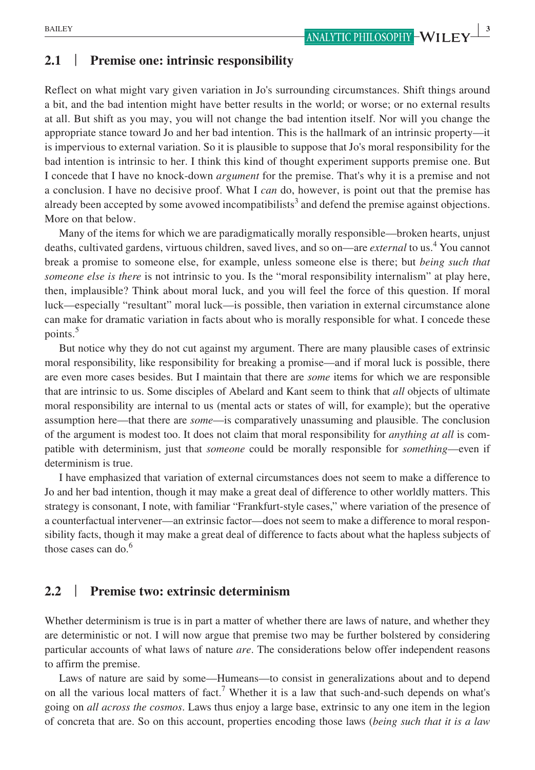## 2.1 | Premise one: intrinsic responsibility

Reflect on what might vary given variation in Jo's surrounding circumstances. Shift things around a bit, and the bad intention might have better results in the world; or worse; or no external results at all. But shift as you may, you will not change the bad intention itself. Nor will you change the appropriate stance toward Jo and her bad intention. This is the hallmark of an intrinsic property—it is impervious to external variation. So it is plausible to suppose that Jo's moral responsibility for the bad intention is intrinsic to her. I think this kind of thought experiment supports premise one. But I concede that I have no knock-down *argument* for the premise. That's why it is a premise and not a conclusion. I have no decisive proof. What I *can* do, however, is point out that the premise has already been accepted by some avowed incompatibilists[3] and defend the premise against objections. More on that below.

Many of the items for which we are paradigmatically morally responsible—broken hearts, unjust deaths, cultivated gardens, virtuous children, saved lives, and so on—are *external* to us.[4] You cannot break a promise to someone else, for example, unless someone else is there; but *being such that someone else is there* is not intrinsic to you. Is the "moral responsibility internalism" at play here, then, implausible? Think about moral luck, and you will feel the force of this question. If moral luck—especially "resultant" moral luck—is possible, then variation in external circumstance alone can make for dramatic variation in facts about who is morally responsible for what. I concede these points.[5]

But notice why they do not cut against my argument. There are many plausible cases of extrinsic moral responsibility, like responsibility for breaking a promise—and if moral luck is possible, there are even more cases besides. But I maintain that there are *some* items for which we are responsible that are intrinsic to us. Some disciples of Abelard and Kant seem to think that *all* objects of ultimate moral responsibility are internal to us (mental acts or states of will, for example); but the operative assumption here—that there are *some*—is comparatively unassuming and plausible. The conclusion of the argument is modest too. It does not claim that moral responsibility for *anything at all* is compatible with determinism, just that *someone* could be morally responsible for *something*—even if determinism is true.

I have emphasized that variation of external circumstances does not seem to make a difference to Jo and her bad intention, though it may make a great deal of difference to other worldly matters. This strategy is consonant, I note, with familiar "Frankfurt-style cases," where variation of the presence of a counterfactual intervener—an extrinsic factor—does not seem to make a difference to moral responsibility facts, though it may make a great deal of difference to facts about what the hapless subjects of those cases can do.[6]

## 2.2 | Premise two: extrinsic determinism

Whether determinism is true is in part a matter of whether there are laws of nature, and whether they are deterministic or not. I will now argue that premise two may be further bolstered by considering particular accounts of what laws of nature *are*. The considerations below offer independent reasons to affirm the premise.

Laws of nature are said by some—Humeans—to consist in generalizations about and to depend on all the various local matters of fact.[7] Whether it is a law that such-and-such depends on what's going on *all across the cosmos*. Laws thus enjoy a large base, extrinsic to any one item in the legion of concreta that are. So on this account, properties encoding those laws (*being such that it is a law*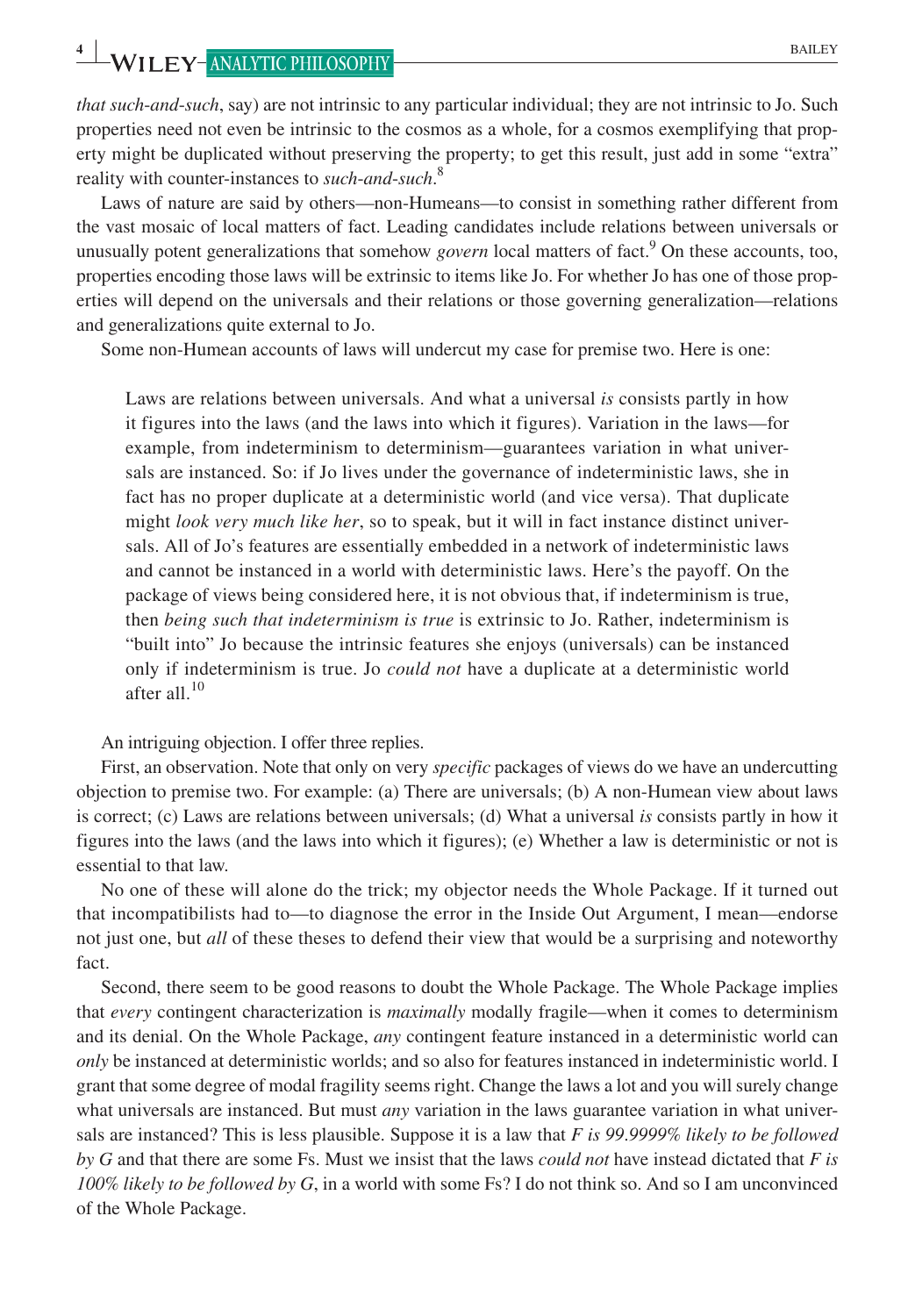*that such-and-such*, say) are not intrinsic to any particular individual; they are not intrinsic to Jo. Such properties need not even be intrinsic to the cosmos as a whole, for a cosmos exemplifying that property might be duplicated without preserving the property; to get this result, just add in some "extra" reality with counter-instances to *such-and-such*.[8]

Laws of nature are said by others—non-Humeans—to consist in something rather different from the vast mosaic of local matters of fact. Leading candidates include relations between universals or unusually potent generalizations that somehow *govern* local matters of fact.[9] On these accounts, too, properties encoding those laws will be extrinsic to items like Jo. For whether Jo has one of those properties will depend on the universals and their relations or those governing generalization—relations and generalizations quite external to Jo.

Some non-Humean accounts of laws will undercut my case for premise two. Here is one:

> Laws are relations between universals. And what a universal *is* consists partly in how it figures into the laws (and the laws into which it figures). Variation in the laws—for example, from indeterminism to determinism—guarantees variation in what universals are instanced. So: if Jo lives under the governance of indeterministic laws, she in fact has no proper duplicate at a deterministic world (and vice versa). That duplicate might *look very much like her*, so to speak, but it will in fact instance distinct universals. All of Jo's features are essentially embedded in a network of indeterministic laws and cannot be instanced in a world with deterministic laws. Here's the payoff. On the package of views being considered here, it is not obvious that, if indeterminism is true, then *being such that indeterminism is true* is extrinsic to Jo. Rather, indeterminism is "built into" Jo because the intrinsic features she enjoys (universals) can be instanced only if indeterminism is true. Jo *could not* have a duplicate at a deterministic world after all.[10]

An intriguing objection. I offer three replies.

First, an observation. Note that only on very *specific* packages of views do we have an undercutting objection to premise two. For example: (a) There are universals; (b) A non-Humean view about laws is correct; (c) Laws are relations between universals; (d) What a universal *is* consists partly in how it figures into the laws (and the laws into which it figures); (e) Whether a law is deterministic or not is essential to that law.

No one of these will alone do the trick; my objector needs the Whole Package. If it turned out that incompatibilists had to—to diagnose the error in the Inside Out Argument, I mean—endorse not just one, but *all* of these theses to defend their view that would be a surprising and noteworthy fact.

Second, there seem to be good reasons to doubt the Whole Package. The Whole Package implies that *every* contingent characterization is *maximally* modally fragile—when it comes to determinism and its denial. On the Whole Package, *any* contingent feature instanced in a deterministic world can *only* be instanced at deterministic worlds; and so also for features instanced in indeterministic world. I grant that some degree of modal fragility seems right. Change the laws a lot and you will surely change what universals are instanced. But must *any* variation in the laws guarantee variation in what universals are instanced? This is less plausible. Suppose it is a law that *F is 99.9999% likely to be followed by G* and that there are some Fs. Must we insist that the laws *could not* have instead dictated that *F is 100% likely to be followed by G*, in a world with some Fs? I do not think so. And so I am unconvinced of the Whole Package.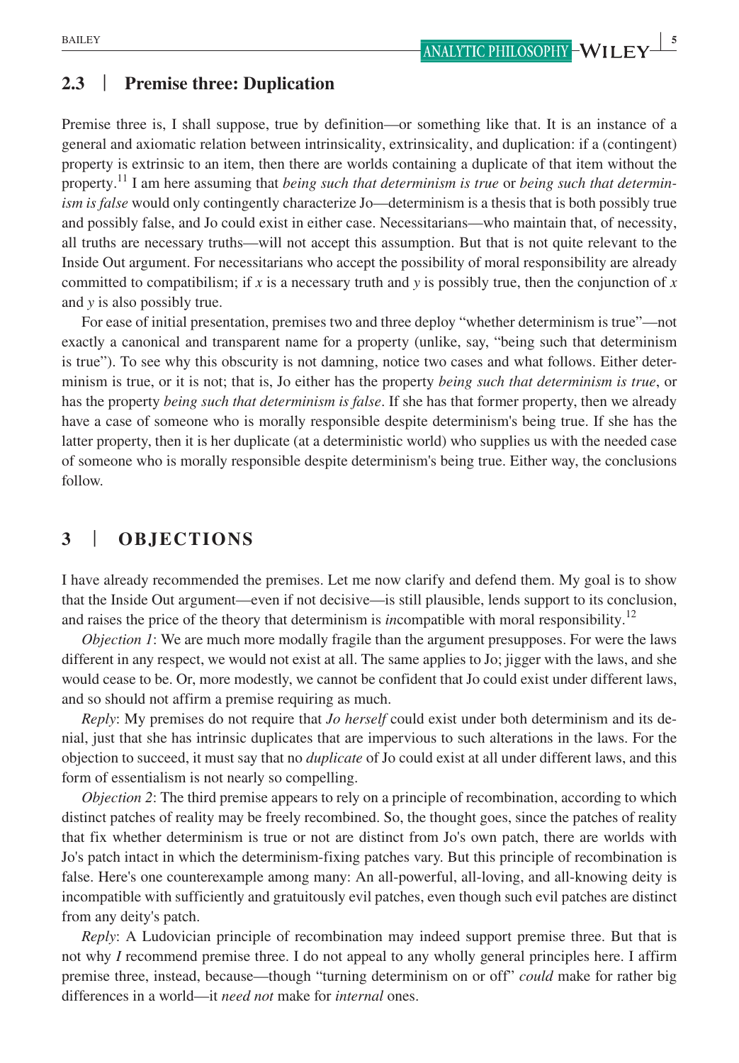## 2.3 | Premise three: Duplication

Premise three is, I shall suppose, true by definition—or something like that. It is an instance of a general and axiomatic relation between intrinsicality, extrinsicality, and duplication: if a (contingent) property is extrinsic to an item, then there are worlds containing a duplicate of that item without the property.[11] I am here assuming that *being such that determinism is true* or *being such that determinism is false* would only contingently characterize Jo—determinism is a thesis that is both possibly true and possibly false, and Jo could exist in either case. Necessitarians—who maintain that, of necessity, all truths are necessary truths—will not accept this assumption. But that is not quite relevant to the Inside Out argument. For necessitarians who accept the possibility of moral responsibility are already committed to compatibilism; if *x* is a necessary truth and *y* is possibly true, then the conjunction of *x* and *y* is also possibly true.

For ease of initial presentation, premises two and three deploy "whether determinism is true"—not exactly a canonical and transparent name for a property (unlike, say, "being such that determinism is true"). To see why this obscurity is not damning, notice two cases and what follows. Either determinism is true, or it is not; that is, Jo either has the property *being such that determinism is true*, or has the property *being such that determinism is false*. If she has that former property, then we already have a case of someone who is morally responsible despite determinism's being true. If she has the latter property, then it is her duplicate (at a deterministic world) who supplies us with the needed case of someone who is morally responsible despite determinism's being true. Either way, the conclusions follow.

# 3 | OBJECTIONS

I have already recommended the premises. Let me now clarify and defend them. My goal is to show that the Inside Out argument—even if not decisive—is still plausible, lends support to its conclusion, and raises the price of the theory that determinism is *in*compatible with moral responsibility.[12]

*Objection 1*: We are much more modally fragile than the argument presupposes. For were the laws different in any respect, we would not exist at all. The same applies to Jo; jigger with the laws, and she would cease to be. Or, more modestly, we cannot be confident that Jo could exist under different laws, and so should not affirm a premise requiring as much.

*Reply*: My premises do not require that *Jo herself* could exist under both determinism and its denial, just that she has intrinsic duplicates that are impervious to such alterations in the laws. For the objection to succeed, it must say that no *duplicate* of Jo could exist at all under different laws, and this form of essentialism is not nearly so compelling.

*Objection 2*: The third premise appears to rely on a principle of recombination, according to which distinct patches of reality may be freely recombined. So, the thought goes, since the patches of reality that fix whether determinism is true or not are distinct from Jo's own patch, there are worlds with Jo's patch intact in which the determinism-fixing patches vary. But this principle of recombination is false. Here's one counterexample among many: An all-powerful, all-loving, and all-knowing deity is incompatible with sufficiently and gratuitously evil patches, even though such evil patches are distinct from any deity's patch.

*Reply*: A Ludovician principle of recombination may indeed support premise three. But that is not why *I* recommend premise three. I do not appeal to any wholly general principles here. I affirm premise three, instead, because—though "turning determinism on or off" *could* make for rather big differences in a world—it *need not* make for *internal* ones.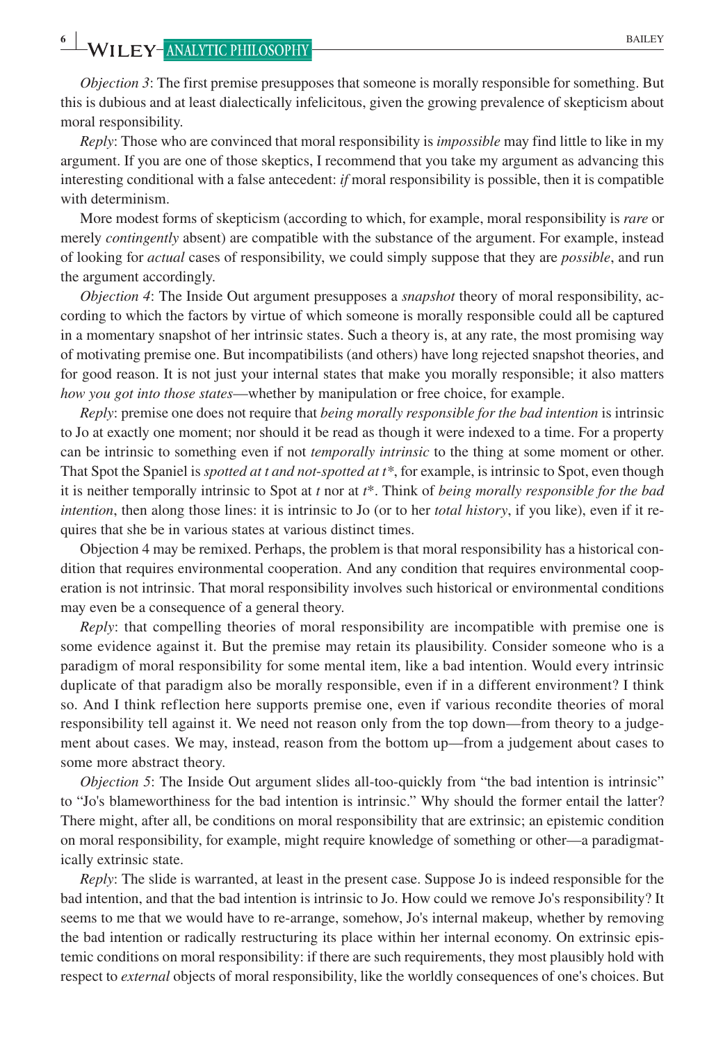*Objection 3*: The first premise presupposes that someone is morally responsible for something. But this is dubious and at least dialectically infelicitous, given the growing prevalence of skepticism about moral responsibility.

*Reply*: Those who are convinced that moral responsibility is *impossible* may find little to like in my argument. If you are one of those skeptics, I recommend that you take my argument as advancing this interesting conditional with a false antecedent: *if* moral responsibility is possible, then it is compatible with determinism.

More modest forms of skepticism (according to which, for example, moral responsibility is *rare* or merely *contingently* absent) are compatible with the substance of the argument. For example, instead of looking for *actual* cases of responsibility, we could simply suppose that they are *possible*, and run the argument accordingly.

*Objection 4*: The Inside Out argument presupposes a *snapshot* theory of moral responsibility, according to which the factors by virtue of which someone is morally responsible could all be captured in a momentary snapshot of her intrinsic states. Such a theory is, at any rate, the most promising way of motivating premise one. But incompatibilists (and others) have long rejected snapshot theories, and for good reason. It is not just your internal states that make you morally responsible; it also matters *how you got into those states*—whether by manipulation or free choice, for example.

*Reply*: premise one does not require that *being morally responsible for the bad intention* is intrinsic to Jo at exactly one moment; nor should it be read as though it were indexed to a time. For a property can be intrinsic to something even if not *temporally intrinsic* to the thing at some moment or other. That Spot the Spaniel is *spotted at t and not-spotted at t\**, for example, is intrinsic to Spot, even though it is neither temporally intrinsic to Spot at *t* nor at *t*\*. Think of *being morally responsible for the bad intention*, then along those lines: it is intrinsic to Jo (or to her *total history*, if you like), even if it requires that she be in various states at various distinct times.

Objection 4 may be remixed. Perhaps, the problem is that moral responsibility has a historical condition that requires environmental cooperation. And any condition that requires environmental cooperation is not intrinsic. That moral responsibility involves such historical or environmental conditions may even be a consequence of a general theory.

*Reply*: that compelling theories of moral responsibility are incompatible with premise one is some evidence against it. But the premise may retain its plausibility. Consider someone who is a paradigm of moral responsibility for some mental item, like a bad intention. Would every intrinsic duplicate of that paradigm also be morally responsible, even if in a different environment? I think so. And I think reflection here supports premise one, even if various recondite theories of moral responsibility tell against it. We need not reason only from the top down—from theory to a judgement about cases. We may, instead, reason from the bottom up—from a judgement about cases to some more abstract theory.

*Objection 5*: The Inside Out argument slides all-too-quickly from "the bad intention is intrinsic" to "Jo's blameworthiness for the bad intention is intrinsic." Why should the former entail the latter? There might, after all, be conditions on moral responsibility that are extrinsic; an epistemic condition on moral responsibility, for example, might require knowledge of something or other—a paradigmatically extrinsic state.

*Reply*: The slide is warranted, at least in the present case. Suppose Jo is indeed responsible for the bad intention, and that the bad intention is intrinsic to Jo. How could we remove Jo's responsibility? It seems to me that we would have to re-arrange, somehow, Jo's internal makeup, whether by removing the bad intention or radically restructuring its place within her internal economy. On extrinsic epistemic conditions on moral responsibility: if there are such requirements, they most plausibly hold with respect to *external* objects of moral responsibility, like the worldly consequences of one's choices. But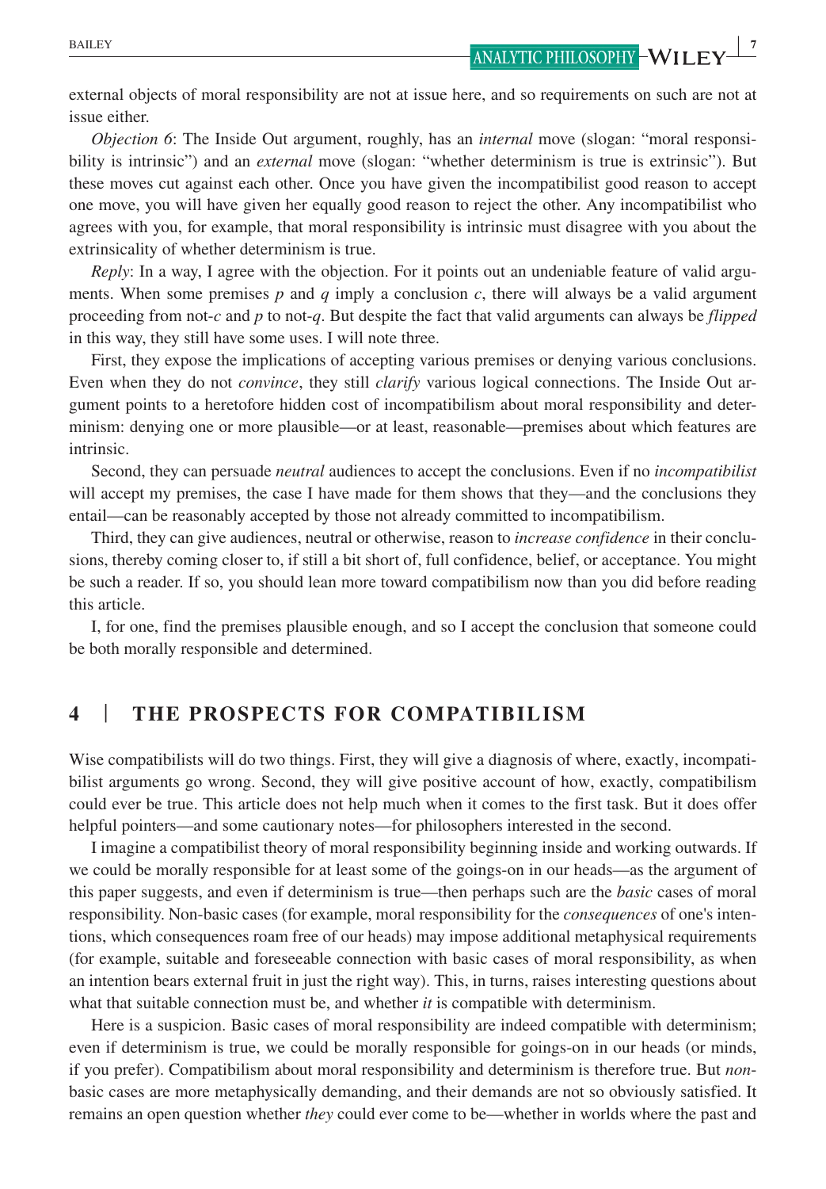external objects of moral responsibility are not at issue here, and so requirements on such are not at issue either.

*Objection 6*: The Inside Out argument, roughly, has an *internal* move (slogan: "moral responsibility is intrinsic") and an *external* move (slogan: "whether determinism is true is extrinsic"). But these moves cut against each other. Once you have given the incompatibilist good reason to accept one move, you will have given her equally good reason to reject the other. Any incompatibilist who agrees with you, for example, that moral responsibility is intrinsic must disagree with you about the extrinsicality of whether determinism is true.

*Reply*: In a way, I agree with the objection. For it points out an undeniable feature of valid arguments. When some premises $p$ and $q$ imply a conclusion $c$, there will always be a valid argument proceeding from not-$c$ and $p$ to not-$q$. But despite the fact that valid arguments can always be *flipped* in this way, they still have some uses. I will note three.

First, they expose the implications of accepting various premises or denying various conclusions. Even when they do not *convince*, they still *clarify* various logical connections. The Inside Out argument points to a heretofore hidden cost of incompatibilism about moral responsibility and determinism: denying one or more plausible—or at least, reasonable—premises about which features are intrinsic.

Second, they can persuade *neutral* audiences to accept the conclusions. Even if no *incompatibilist* will accept my premises, the case I have made for them shows that they—and the conclusions they entail—can be reasonably accepted by those not already committed to incompatibilism.

Third, they can give audiences, neutral or otherwise, reason to *increase confidence* in their conclusions, thereby coming closer to, if still a bit short of, full confidence, belief, or acceptance. You might be such a reader. If so, you should lean more toward compatibilism now than you did before reading this article.

I, for one, find the premises plausible enough, and so I accept the conclusion that someone could be both morally responsible and determined.

## 4 | THE PROSPECTS FOR COMPATIBILISM

Wise compatibilists will do two things. First, they will give a diagnosis of where, exactly, incompatibilist arguments go wrong. Second, they will give positive account of how, exactly, compatibilism could ever be true. This article does not help much when it comes to the first task. But it does offer helpful pointers—and some cautionary notes—for philosophers interested in the second.

I imagine a compatibilist theory of moral responsibility beginning inside and working outwards. If we could be morally responsible for at least some of the goings-on in our heads—as the argument of this paper suggests, and even if determinism is true—then perhaps such are the *basic* cases of moral responsibility. Non-basic cases (for example, moral responsibility for the *consequences* of one's intentions, which consequences roam free of our heads) may impose additional metaphysical requirements (for example, suitable and foreseeable connection with basic cases of moral responsibility, as when an intention bears external fruit in just the right way). This, in turns, raises interesting questions about what that suitable connection must be, and whether *it* is compatible with determinism.

Here is a suspicion. Basic cases of moral responsibility are indeed compatible with determinism; even if determinism is true, we could be morally responsible for goings-on in our heads (or minds, if you prefer). Compatibilism about moral responsibility and determinism is therefore true. But *non*-basic cases are more metaphysically demanding, and their demands are not so obviously satisfied. It remains an open question whether *they* could ever come to be—whether in worlds where the past and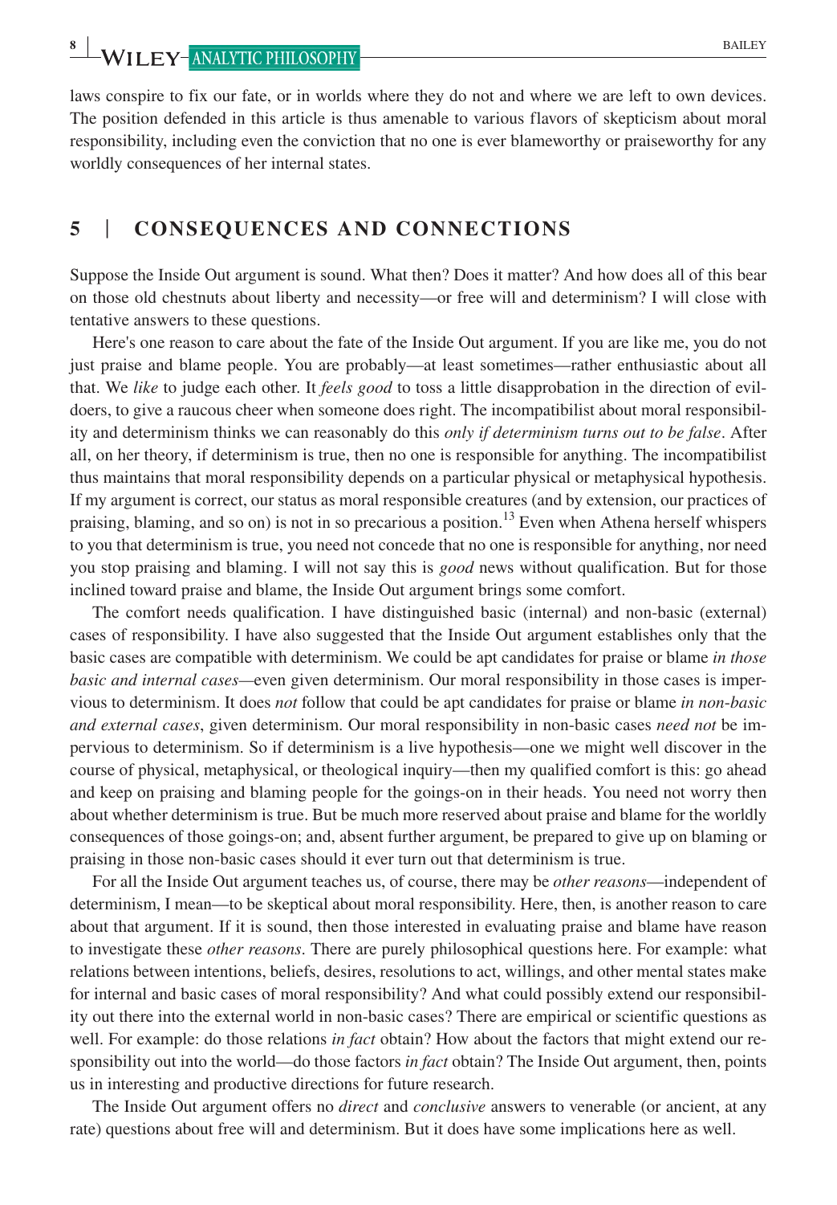laws conspire to fix our fate, or in worlds where they do not and where we are left to own devices. The position defended in this article is thus amenable to various flavors of skepticism about moral responsibility, including even the conviction that no one is ever blameworthy or praiseworthy for any worldly consequences of her internal states.

## 5 | CONSEQUENCES AND CONNECTIONS

Suppose the Inside Out argument is sound. What then? Does it matter? And how does all of this bear on those old chestnuts about liberty and necessity—or free will and determinism? I will close with tentative answers to these questions.

Here's one reason to care about the fate of the Inside Out argument. If you are like me, you do not just praise and blame people. You are probably—at least sometimes—rather enthusiastic about all that. We *like* to judge each other. It *feels good* to toss a little disapprobation in the direction of evildoers, to give a raucous cheer when someone does right. The incompatibilist about moral responsibility and determinism thinks we can reasonably do this *only if determinism turns out to be false*. After all, on her theory, if determinism is true, then no one is responsible for anything. The incompatibilist thus maintains that moral responsibility depends on a particular physical or metaphysical hypothesis. If my argument is correct, our status as moral responsible creatures (and by extension, our practices of praising, blaming, and so on) is not in so precarious a position.[13] Even when Athena herself whispers to you that determinism is true, you need not concede that no one is responsible for anything, nor need you stop praising and blaming. I will not say this is *good* news without qualification. But for those inclined toward praise and blame, the Inside Out argument brings some comfort.

The comfort needs qualification. I have distinguished basic (internal) and non-basic (external) cases of responsibility. I have also suggested that the Inside Out argument establishes only that the basic cases are compatible with determinism. We could be apt candidates for praise or blame *in those basic and internal cases*—even given determinism. Our moral responsibility in those cases is impervious to determinism. It does *not* follow that could be apt candidates for praise or blame *in non-basic and external cases*, given determinism. Our moral responsibility in non-basic cases *need not* be impervious to determinism. So if determinism is a live hypothesis—one we might well discover in the course of physical, metaphysical, or theological inquiry—then my qualified comfort is this: go ahead and keep on praising and blaming people for the goings-on in their heads. You need not worry then about whether determinism is true. But be much more reserved about praise and blame for the worldly consequences of those goings-on; and, absent further argument, be prepared to give up on blaming or praising in those non-basic cases should it ever turn out that determinism is true.

For all the Inside Out argument teaches us, of course, there may be *other reasons*—independent of determinism, I mean—to be skeptical about moral responsibility. Here, then, is another reason to care about that argument. If it is sound, then those interested in evaluating praise and blame have reason to investigate these *other reasons*. There are purely philosophical questions here. For example: what relations between intentions, beliefs, desires, resolutions to act, willings, and other mental states make for internal and basic cases of moral responsibility? And what could possibly extend our responsibility out there into the external world in non-basic cases? There are empirical or scientific questions as well. For example: do those relations *in fact* obtain? How about the factors that might extend our responsibility out into the world—do those factors *in fact* obtain? The Inside Out argument, then, points us in interesting and productive directions for future research.

The Inside Out argument offers no *direct* and *conclusive* answers to venerable (or ancient, at any rate) questions about free will and determinism. But it does have some implications here as well.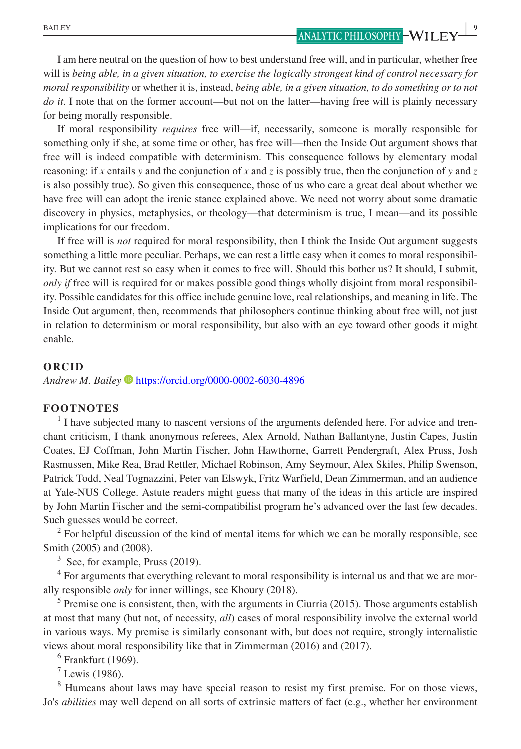I am here neutral on the question of how to best understand free will, and in particular, whether free will is *being able, in a given situation, to exercise the logically strongest kind of control necessary for moral responsibility* or whether it is, instead, *being able, in a given situation, to do something or to not do it*. I note that on the former account—but not on the latter—having free will is plainly necessary for being morally responsible.

If moral responsibility *requires* free will—if, necessarily, someone is morally responsible for something only if she, at some time or other, has free will—then the Inside Out argument shows that free will is indeed compatible with determinism. This consequence follows by elementary modal reasoning: if $x$ entails $y$ and the conjunction of $x$ and $z$ is possibly true, then the conjunction of $y$ and $z$ is also possibly true). So given this consequence, those of us who care a great deal about whether we have free will can adopt the irenic stance explained above. We need not worry about some dramatic discovery in physics, metaphysics, or theology—that determinism is true, I mean—and its possible implications for our freedom.

If free will is *not* required for moral responsibility, then I think the Inside Out argument suggests something a little more peculiar. Perhaps, we can rest a little easy when it comes to moral responsibility. But we cannot rest so easy when it comes to free will. Should this bother us? It should, I submit, *only if* free will is required for or makes possible good things wholly disjoint from moral responsibility. Possible candidates for this office include genuine love, real relationships, and meaning in life. The Inside Out argument, then, recommends that philosophers continue thinking about free will, not just in relation to determinism or moral responsibility, but also with an eye toward other goods it might enable.

## ORCID

*Andrew M. Bailey* https://orcid.org/0000-0002-6030-4896

## FOOTNOTES

[1] I have subjected many to nascent versions of the arguments defended here. For advice and trenchant criticism, I thank anonymous referees, Alex Arnold, Nathan Ballantyne, Justin Capes, Justin Coates, EJ Coffman, John Martin Fischer, John Hawthorne, Garrett Pendergraft, Alex Pruss, Josh Rasmussen, Mike Rea, Brad Rettler, Michael Robinson, Amy Seymour, Alex Skiles, Philip Swenson, Patrick Todd, Neal Tognazzini, Peter van Elswyk, Fritz Warfield, Dean Zimmerman, and an audience at Yale-NUS College. Astute readers might guess that many of the ideas in this article are inspired by John Martin Fischer and the semi-compatibilist program he's advanced over the last few decades. Such guesses would be correct.

[2] For helpful discussion of the kind of mental items for which we can be morally responsible, see Smith (2005) and (2008).

[3] See, for example, Pruss (2019).

[4] For arguments that everything relevant to moral responsibility is internal us and that we are morally responsible *only* for inner willings, see Khoury (2018).

[5] Premise one is consistent, then, with the arguments in Ciurria (2015). Those arguments establish at most that many (but not, of necessity, *all*) cases of moral responsibility involve the external world in various ways. My premise is similarly consonant with, but does not require, strongly internalistic views about moral responsibility like that in Zimmerman (2016) and (2017).

[6] Frankfurt (1969).

[7] Lewis (1986).

[8] Humeans about laws may have special reason to resist my first premise. For on those views, Jo's *abilities* may well depend on all sorts of extrinsic matters of fact (e.g., whether her environment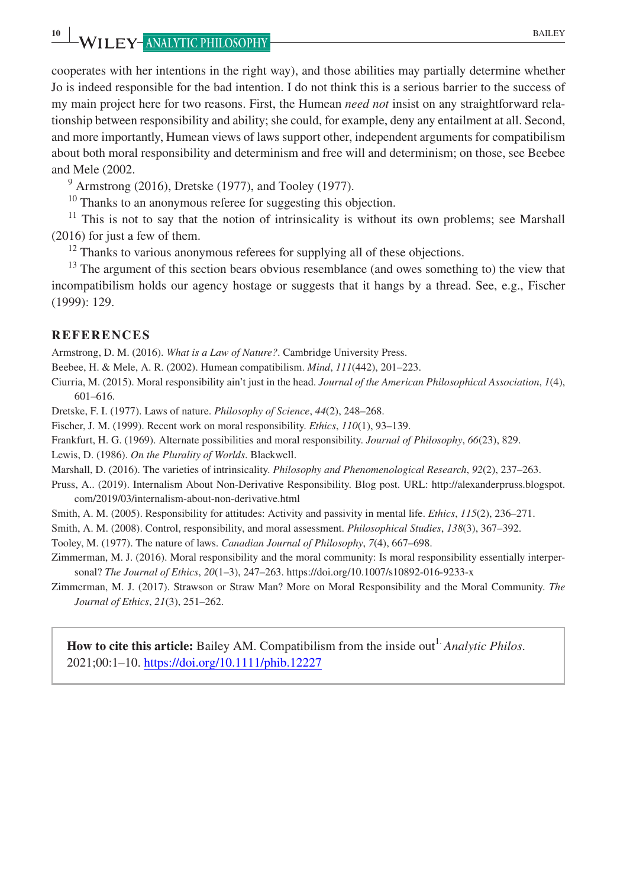cooperates with her intentions in the right way), and those abilities may partially determine whether Jo is indeed responsible for the bad intention. I do not think this is a serious barrier to the success of my main project here for two reasons. First, the Humean *need not* insist on any straightforward relationship between responsibility and ability; she could, for example, deny any entailment at all. Second, and more importantly, Humean views of laws support other, independent arguments for compatibilism about both moral responsibility and determinism and free will and determinism; on those, see Beebee and Mele (2002.

[9] Armstrong (2016), Dretske (1977), and Tooley (1977).

[10] Thanks to an anonymous referee for suggesting this objection.

[11] This is not to say that the notion of intrinsicality is without its own problems; see Marshall (2016) for just a few of them.

[12] Thanks to various anonymous referees for supplying all of these objections.

[13] The argument of this section bears obvious resemblance (and owes something to) the view that incompatibilism holds our agency hostage or suggests that it hangs by a thread. See, e.g., Fischer (1999): 129.

## REFERENCES

Armstrong, D. M. (2016). *What is a Law of Nature?*. Cambridge University Press.

Beebee, H. & Mele, A. R. (2002). Humean compatibilism. *Mind*, *111*(442), 201–223.

Ciurria, M. (2015). Moral responsibility ain't just in the head. *Journal of the American Philosophical Association*, *1*(4), 601–616.

Dretske, F. I. (1977). Laws of nature. *Philosophy of Science*, *44*(2), 248–268.

Fischer, J. M. (1999). Recent work on moral responsibility. *Ethics*, *110*(1), 93–139.

Frankfurt, H. G. (1969). Alternate possibilities and moral responsibility. *Journal of Philosophy*, *66*(23), 829.

Lewis, D. (1986). *On the Plurality of Worlds*. Blackwell.

Marshall, D. (2016). The varieties of intrinsicality. *Philosophy and Phenomenological Research*, *92*(2), 237–263.

Pruss, A.. (2019). Internalism About Non-Derivative Responsibility. Blog post. URL: http://alexanderpruss.blogspot.com/2019/03/internalism-about-non-derivative.html

Smith, A. M. (2005). Responsibility for attitudes: Activity and passivity in mental life. *Ethics*, *115*(2), 236–271.

Smith, A. M. (2008). Control, responsibility, and moral assessment. *Philosophical Studies*, *138*(3), 367–392.

Tooley, M. (1977). The nature of laws. *Canadian Journal of Philosophy*, *7*(4), 667–698.

Zimmerman, M. J. (2016). Moral responsibility and the moral community: Is moral responsibility essentially interpersonal? *The Journal of Ethics*, *20*(1–3), 247–263. https://doi.org/10.1007/s10892-016-9233-x

Zimmerman, M. J. (2017). Strawson or Straw Man? More on Moral Responsibility and the Moral Community. *The Journal of Ethics*, *21*(3), 251–262.

**How to cite this article:** Bailey AM. Compatibilism from the inside out[1]. *Analytic Philos*. 2021;00:1–10. https://doi.org/10.1111/phib.12227